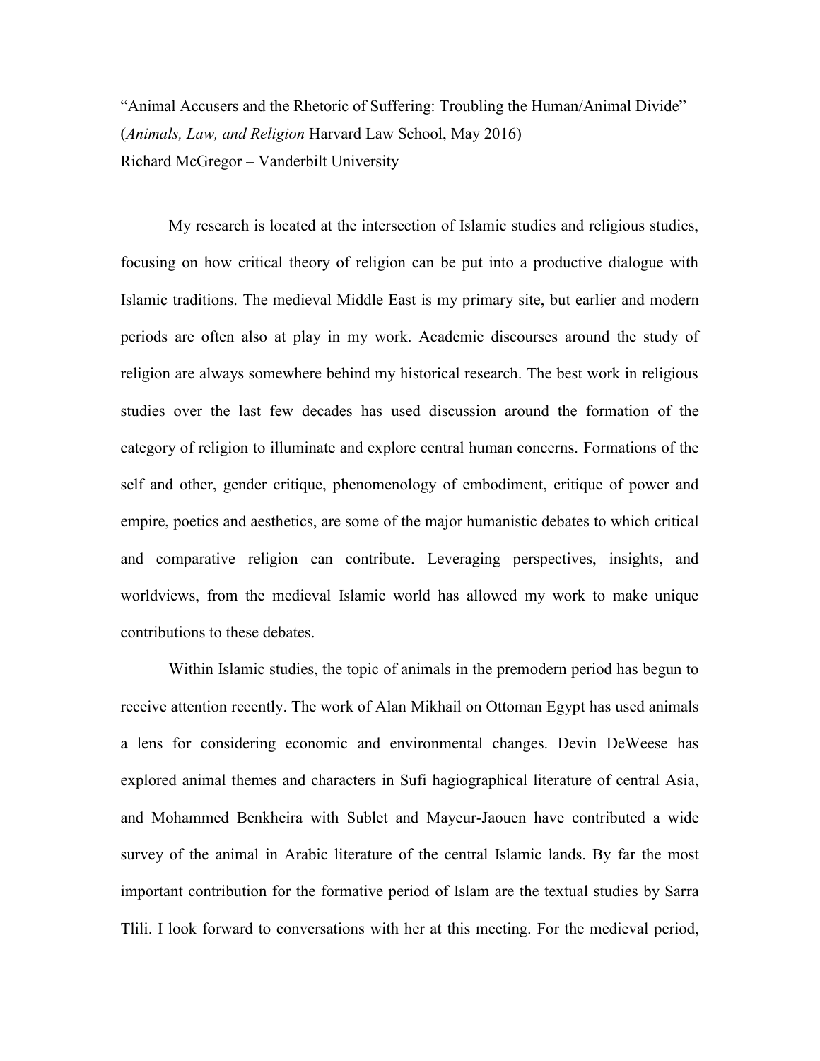"Animal Accusers and the Rhetoric of Suffering: Troubling the Human/Animal Divide"
(*Animals, Law, and Religion* Harvard Law School, May 2016)
Richard McGregor – Vanderbilt University

My research is located at the intersection of Islamic studies and religious studies, focusing on how critical theory of religion can be put into a productive dialogue with Islamic traditions. The medieval Middle East is my primary site, but earlier and modern periods are often also at play in my work. Academic discourses around the study of religion are always somewhere behind my historical research. The best work in religious studies over the last few decades has used discussion around the formation of the category of religion to illuminate and explore central human concerns. Formations of the self and other, gender critique, phenomenology of embodiment, critique of power and empire, poetics and aesthetics, are some of the major humanistic debates to which critical and comparative religion can contribute. Leveraging perspectives, insights, and worldviews, from the medieval Islamic world has allowed my work to make unique contributions to these debates.

Within Islamic studies, the topic of animals in the premodern period has begun to receive attention recently. The work of Alan Mikhail on Ottoman Egypt has used animals a lens for considering economic and environmental changes. Devin DeWeese has explored animal themes and characters in Sufi hagiographical literature of central Asia, and Mohammed Benkheira with Sublet and Mayeur-Jaouen have contributed a wide survey of the animal in Arabic literature of the central Islamic lands. By far the most important contribution for the formative period of Islam are the textual studies by Sarra Tlili. I look forward to conversations with her at this meeting. For the medieval period,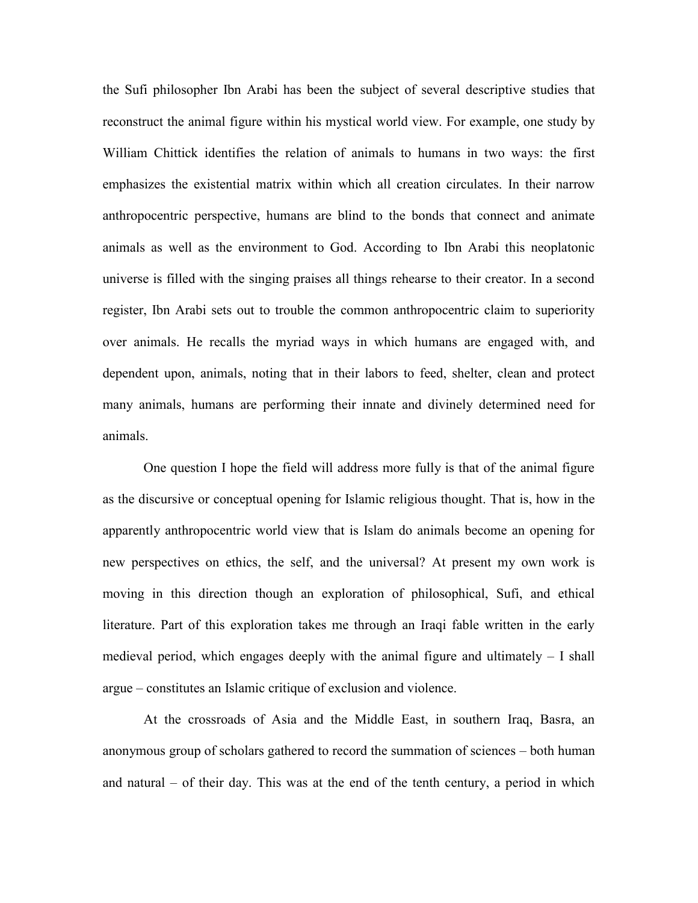the Sufi philosopher Ibn Arabi has been the subject of several descriptive studies that reconstruct the animal figure within his mystical world view. For example, one study by William Chittick identifies the relation of animals to humans in two ways: the first emphasizes the existential matrix within which all creation circulates. In their narrow anthropocentric perspective, humans are blind to the bonds that connect and animate animals as well as the environment to God. According to Ibn Arabi this neoplatonic universe is filled with the singing praises all things rehearse to their creator. In a second register, Ibn Arabi sets out to trouble the common anthropocentric claim to superiority over animals. He recalls the myriad ways in which humans are engaged with, and dependent upon, animals, noting that in their labors to feed, shelter, clean and protect many animals, humans are performing their innate and divinely determined need for animals.

One question I hope the field will address more fully is that of the animal figure as the discursive or conceptual opening for Islamic religious thought. That is, how in the apparently anthropocentric world view that is Islam do animals become an opening for new perspectives on ethics, the self, and the universal? At present my own work is moving in this direction though an exploration of philosophical, Sufi, and ethical literature. Part of this exploration takes me through an Iraqi fable written in the early medieval period, which engages deeply with the animal figure and ultimately – I shall argue – constitutes an Islamic critique of exclusion and violence.

At the crossroads of Asia and the Middle East, in southern Iraq, Basra, an anonymous group of scholars gathered to record the summation of sciences – both human and natural – of their day. This was at the end of the tenth century, a period in which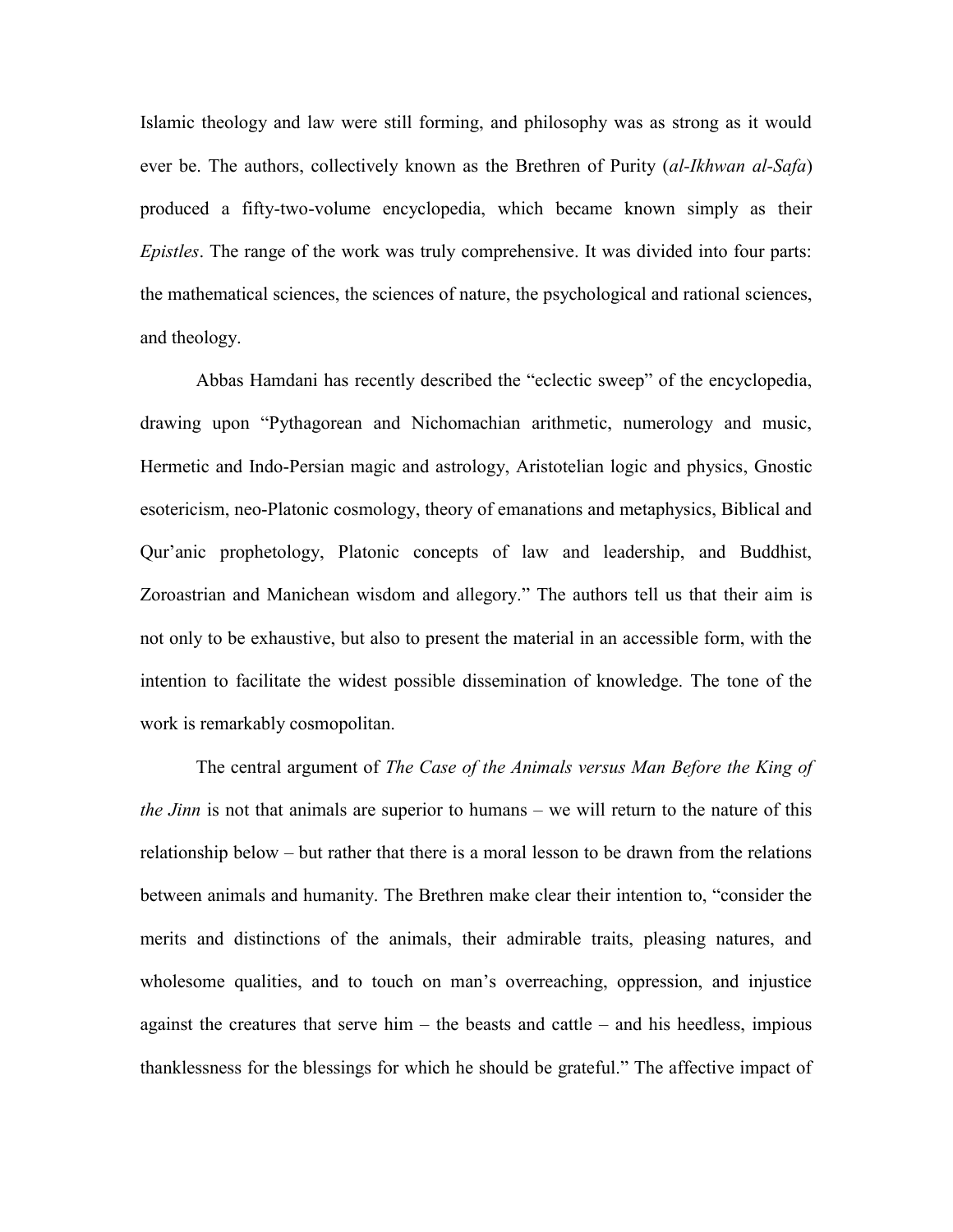Islamic theology and law were still forming, and philosophy was as strong as it would ever be. The authors, collectively known as the Brethren of Purity (*al-Ikhwan al-Safa*) produced a fifty-two-volume encyclopedia, which became known simply as their *Epistles*. The range of the work was truly comprehensive. It was divided into four parts: the mathematical sciences, the sciences of nature, the psychological and rational sciences, and theology.

Abbas Hamdani has recently described the "eclectic sweep" of the encyclopedia, drawing upon "Pythagorean and Nichomachian arithmetic, numerology and music, Hermetic and Indo-Persian magic and astrology, Aristotelian logic and physics, Gnostic esotericism, neo-Platonic cosmology, theory of emanations and metaphysics, Biblical and Qur'anic prophetology, Platonic concepts of law and leadership, and Buddhist, Zoroastrian and Manichean wisdom and allegory." The authors tell us that their aim is not only to be exhaustive, but also to present the material in an accessible form, with the intention to facilitate the widest possible dissemination of knowledge. The tone of the work is remarkably cosmopolitan.

The central argument of *The Case of the Animals versus Man Before the King of the Jinn* is not that animals are superior to humans – we will return to the nature of this relationship below – but rather that there is a moral lesson to be drawn from the relations between animals and humanity. The Brethren make clear their intention to, "consider the merits and distinctions of the animals, their admirable traits, pleasing natures, and wholesome qualities, and to touch on man's overreaching, oppression, and injustice against the creatures that serve him – the beasts and cattle – and his heedless, impious thanklessness for the blessings for which he should be grateful." The affective impact of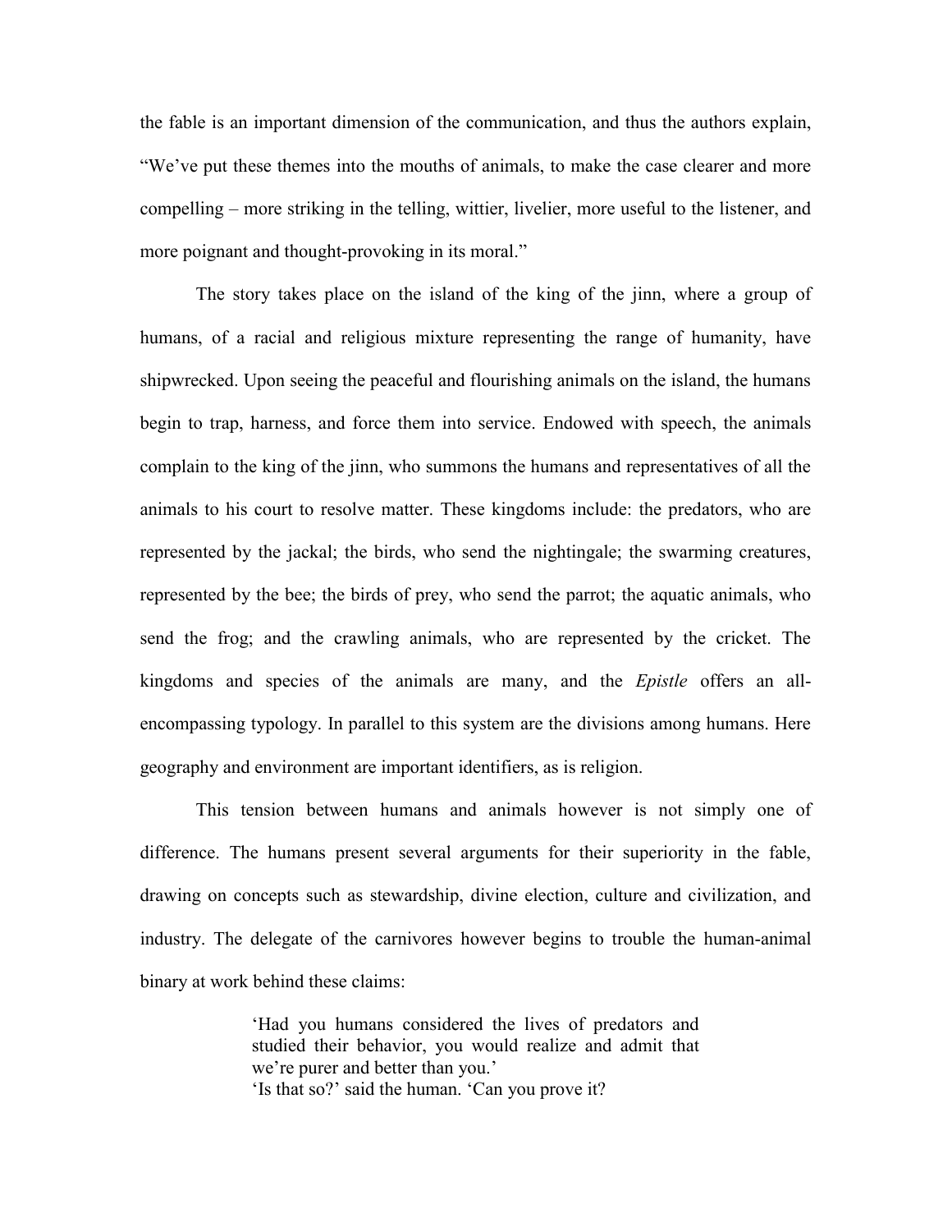the fable is an important dimension of the communication, and thus the authors explain, "We've put these themes into the mouths of animals, to make the case clearer and more compelling – more striking in the telling, wittier, livelier, more useful to the listener, and more poignant and thought-provoking in its moral."

The story takes place on the island of the king of the jinn, where a group of humans, of a racial and religious mixture representing the range of humanity, have shipwrecked. Upon seeing the peaceful and flourishing animals on the island, the humans begin to trap, harness, and force them into service. Endowed with speech, the animals complain to the king of the jinn, who summons the humans and representatives of all the animals to his court to resolve matter. These kingdoms include: the predators, who are represented by the jackal; the birds, who send the nightingale; the swarming creatures, represented by the bee; the birds of prey, who send the parrot; the aquatic animals, who send the frog; and the crawling animals, who are represented by the cricket. The kingdoms and species of the animals are many, and the *Epistle* offers an all-encompassing typology. In parallel to this system are the divisions among humans. Here geography and environment are important identifiers, as is religion.

This tension between humans and animals however is not simply one of difference. The humans present several arguments for their superiority in the fable, drawing on concepts such as stewardship, divine election, culture and civilization, and industry. The delegate of the carnivores however begins to trouble the human-animal binary at work behind these claims:

> 'Had you humans considered the lives of predators and studied their behavior, you would realize and admit that we're purer and better than you.'
> 'Is that so?' said the human. 'Can you prove it?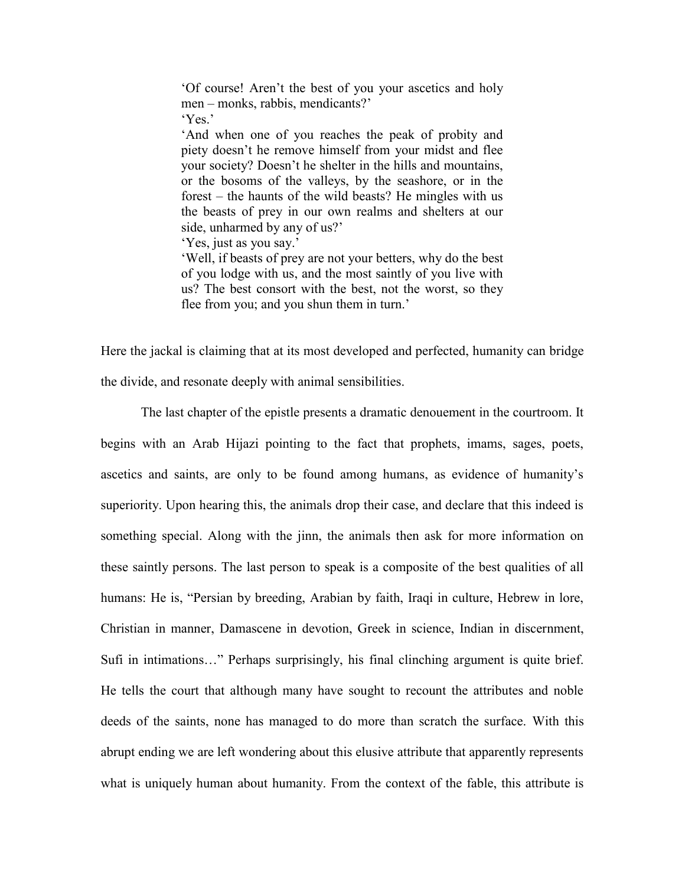> 'Of course! Aren't the best of you your ascetics and holy men – monks, rabbis, mendicants?'
> 'Yes.'
> 'And when one of you reaches the peak of probity and piety doesn't he remove himself from your midst and flee your society? Doesn't he shelter in the hills and mountains, or the bosoms of the valleys, by the seashore, or in the forest – the haunts of the wild beasts? He mingles with us the beasts of prey in our own realms and shelters at our side, unharmed by any of us?'
> 'Yes, just as you say.'
> 'Well, if beasts of prey are not your betters, why do the best of you lodge with us, and the most saintly of you live with us? The best consort with the best, not the worst, so they flee from you; and you shun them in turn.'

Here the jackal is claiming that at its most developed and perfected, humanity can bridge the divide, and resonate deeply with animal sensibilities.

The last chapter of the epistle presents a dramatic denouement in the courtroom. It begins with an Arab Hijazi pointing to the fact that prophets, imams, sages, poets, ascetics and saints, are only to be found among humans, as evidence of humanity's superiority. Upon hearing this, the animals drop their case, and declare that this indeed is something special. Along with the jinn, the animals then ask for more information on these saintly persons. The last person to speak is a composite of the best qualities of all humans: He is, "Persian by breeding, Arabian by faith, Iraqi in culture, Hebrew in lore, Christian in manner, Damascene in devotion, Greek in science, Indian in discernment, Sufi in intimations…" Perhaps surprisingly, his final clinching argument is quite brief. He tells the court that although many have sought to recount the attributes and noble deeds of the saints, none has managed to do more than scratch the surface. With this abrupt ending we are left wondering about this elusive attribute that apparently represents what is uniquely human about humanity. From the context of the fable, this attribute is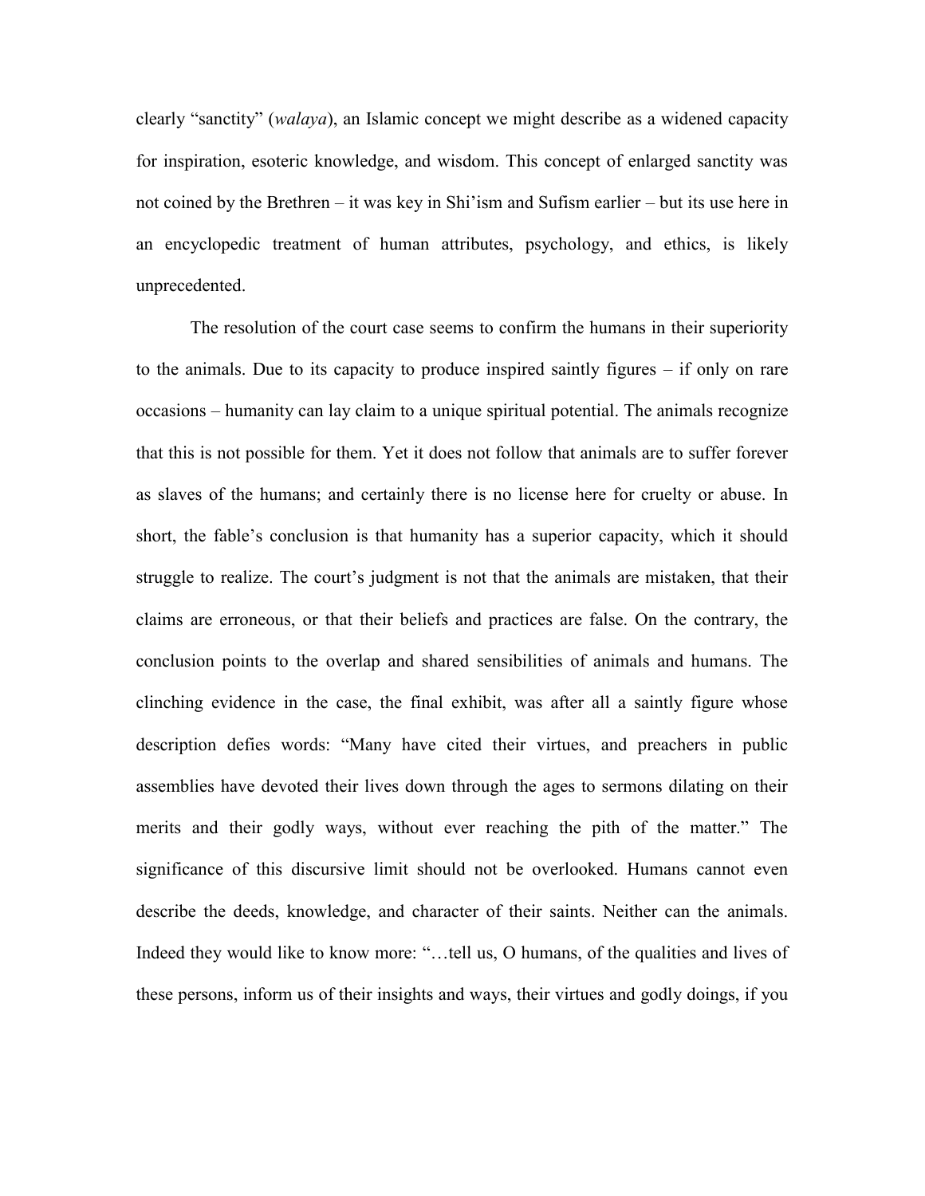clearly “sanctity” (*walaya*), an Islamic concept we might describe as a widened capacity for inspiration, esoteric knowledge, and wisdom. This concept of enlarged sanctity was not coined by the Brethren – it was key in Shi’ism and Sufism earlier – but its use here in an encyclopedic treatment of human attributes, psychology, and ethics, is likely unprecedented.

The resolution of the court case seems to confirm the humans in their superiority to the animals. Due to its capacity to produce inspired saintly figures – if only on rare occasions – humanity can lay claim to a unique spiritual potential. The animals recognize that this is not possible for them. Yet it does not follow that animals are to suffer forever as slaves of the humans; and certainly there is no license here for cruelty or abuse. In short, the fable’s conclusion is that humanity has a superior capacity, which it should struggle to realize. The court’s judgment is not that the animals are mistaken, that their claims are erroneous, or that their beliefs and practices are false. On the contrary, the conclusion points to the overlap and shared sensibilities of animals and humans. The clinching evidence in the case, the final exhibit, was after all a saintly figure whose description defies words: “Many have cited their virtues, and preachers in public assemblies have devoted their lives down through the ages to sermons dilating on their merits and their godly ways, without ever reaching the pith of the matter.” The significance of this discursive limit should not be overlooked. Humans cannot even describe the deeds, knowledge, and character of their saints. Neither can the animals. Indeed they would like to know more: “…tell us, O humans, of the qualities and lives of these persons, inform us of their insights and ways, their virtues and godly doings, if you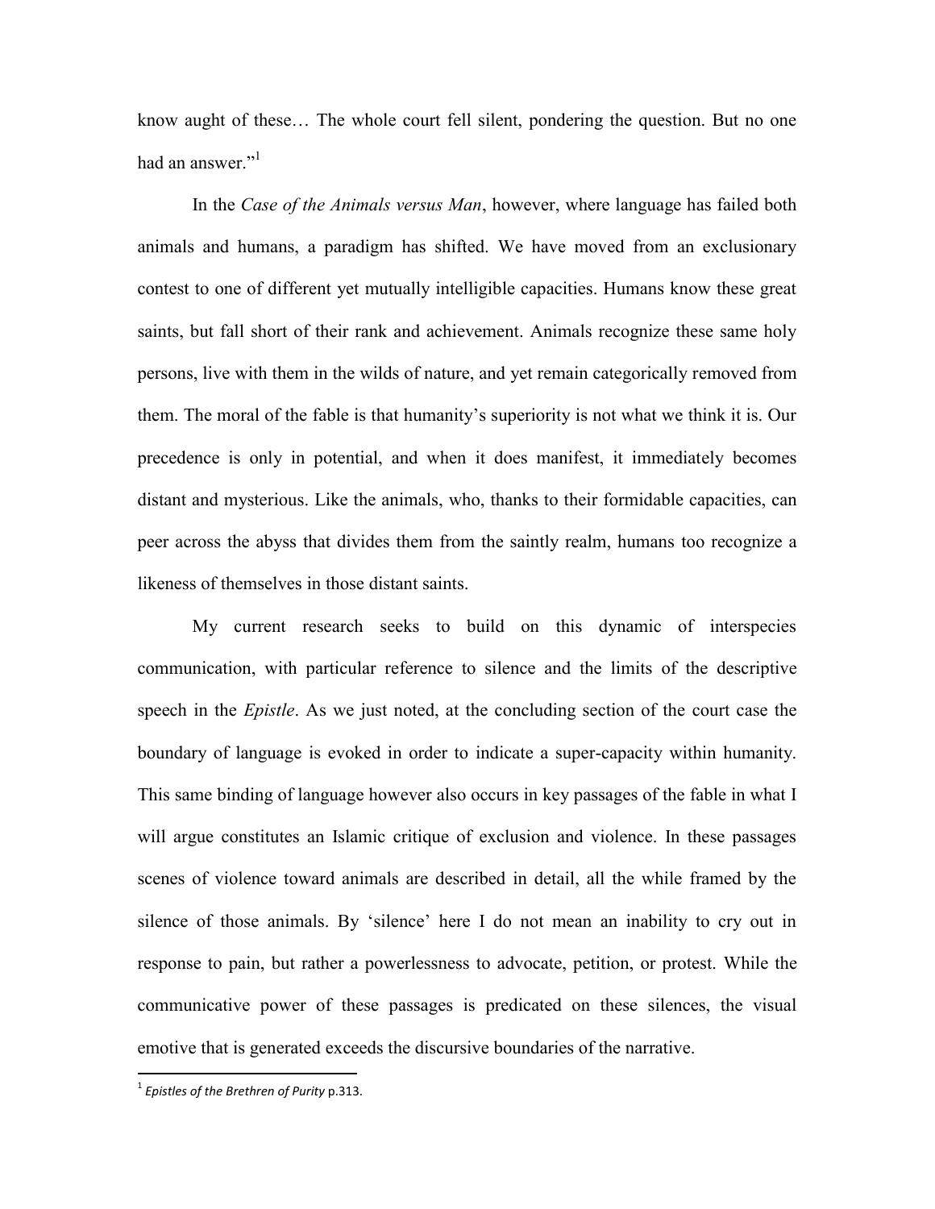know aught of these… The whole court fell silent, pondering the question. But no one had an answer."[1]

In the *Case of the Animals versus Man*, however, where language has failed both animals and humans, a paradigm has shifted. We have moved from an exclusionary contest to one of different yet mutually intelligible capacities. Humans know these great saints, but fall short of their rank and achievement. Animals recognize these same holy persons, live with them in the wilds of nature, and yet remain categorically removed from them. The moral of the fable is that humanity's superiority is not what we think it is. Our precedence is only in potential, and when it does manifest, it immediately becomes distant and mysterious. Like the animals, who, thanks to their formidable capacities, can peer across the abyss that divides them from the saintly realm, humans too recognize a likeness of themselves in those distant saints.

My current research seeks to build on this dynamic of interspecies communication, with particular reference to silence and the limits of the descriptive speech in the *Epistle*. As we just noted, at the concluding section of the court case the boundary of language is evoked in order to indicate a super-capacity within humanity. This same binding of language however also occurs in key passages of the fable in what I will argue constitutes an Islamic critique of exclusion and violence. In these passages scenes of violence toward animals are described in detail, all the while framed by the silence of those animals. By 'silence' here I do not mean an inability to cry out in response to pain, but rather a powerlessness to advocate, petition, or protest. While the communicative power of these passages is predicated on these silences, the visual emotive that is generated exceeds the discursive boundaries of the narrative.

[1] *Epistles of the Brethren of Purity* p.313.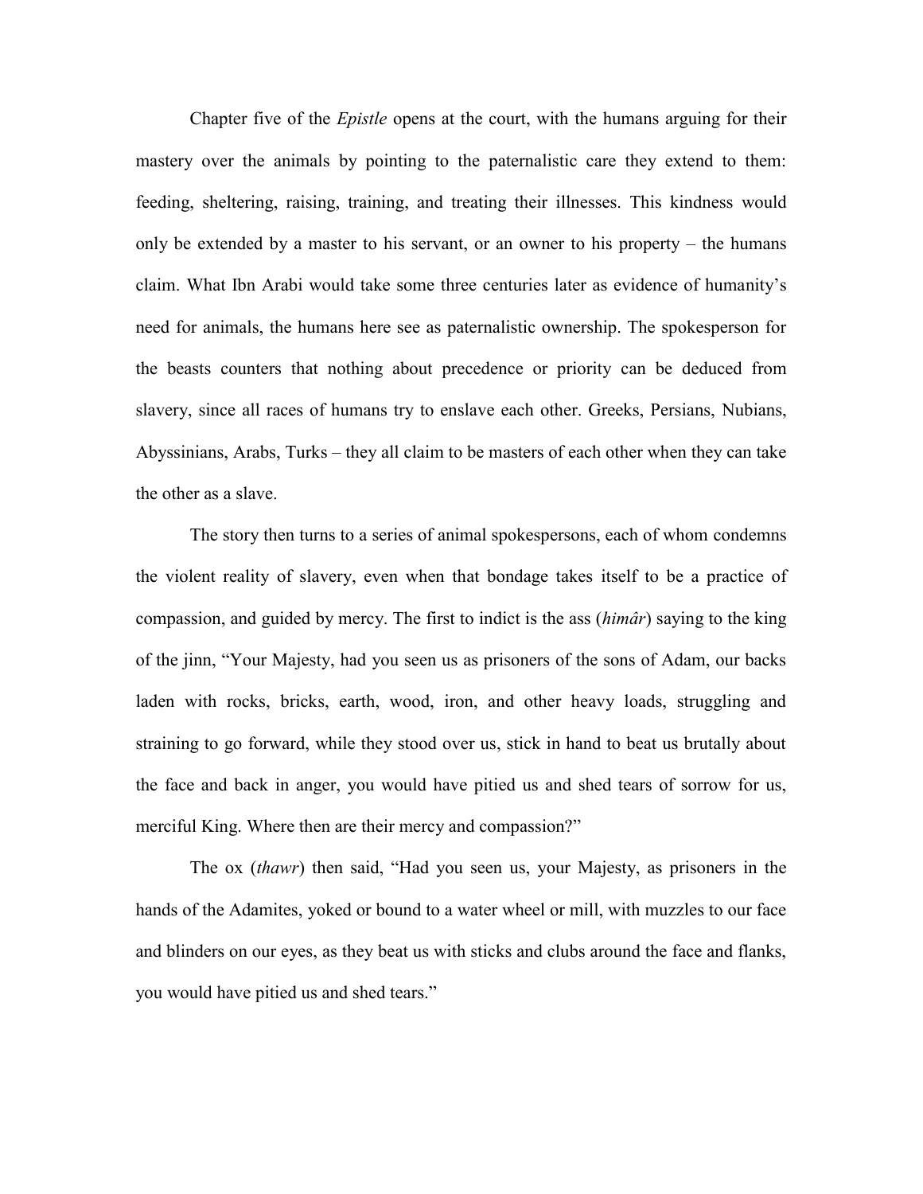Chapter five of the *Epistle* opens at the court, with the humans arguing for their mastery over the animals by pointing to the paternalistic care they extend to them: feeding, sheltering, raising, training, and treating their illnesses. This kindness would only be extended by a master to his servant, or an owner to his property – the humans claim. What Ibn Arabi would take some three centuries later as evidence of humanity's need for animals, the humans here see as paternalistic ownership. The spokesperson for the beasts counters that nothing about precedence or priority can be deduced from slavery, since all races of humans try to enslave each other. Greeks, Persians, Nubians, Abyssinians, Arabs, Turks – they all claim to be masters of each other when they can take the other as a slave.

The story then turns to a series of animal spokespersons, each of whom condemns the violent reality of slavery, even when that bondage takes itself to be a practice of compassion, and guided by mercy. The first to indict is the ass (*himâr*) saying to the king of the jinn, "Your Majesty, had you seen us as prisoners of the sons of Adam, our backs laden with rocks, bricks, earth, wood, iron, and other heavy loads, struggling and straining to go forward, while they stood over us, stick in hand to beat us brutally about the face and back in anger, you would have pitied us and shed tears of sorrow for us, merciful King. Where then are their mercy and compassion?"

The ox (*thawr*) then said, "Had you seen us, your Majesty, as prisoners in the hands of the Adamites, yoked or bound to a water wheel or mill, with muzzles to our face and blinders on our eyes, as they beat us with sticks and clubs around the face and flanks, you would have pitied us and shed tears."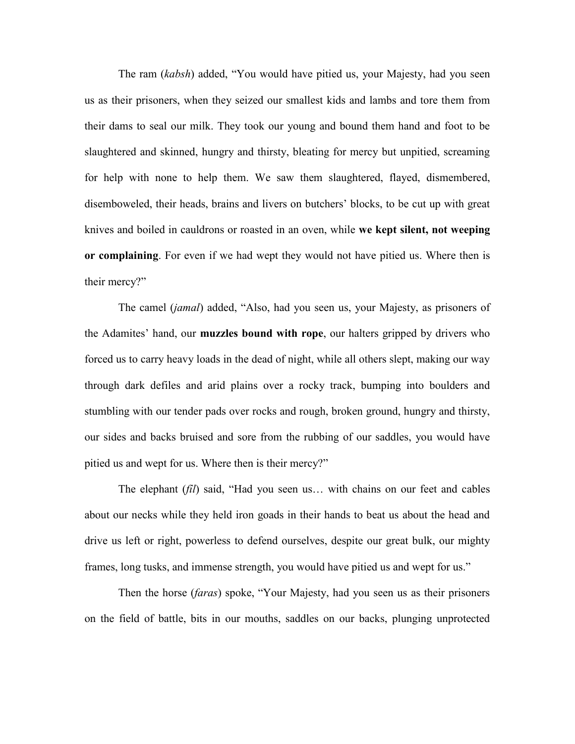The ram (*kabsh*) added, "You would have pitied us, your Majesty, had you seen us as their prisoners, when they seized our smallest kids and lambs and tore them from their dams to seal our milk. They took our young and bound them hand and foot to be slaughtered and skinned, hungry and thirsty, bleating for mercy but unpitied, screaming for help with none to help them. We saw them slaughtered, flayed, dismembered, disemboweled, their heads, brains and livers on butchers' blocks, to be cut up with great knives and boiled in cauldrons or roasted in an oven, while **we kept silent, not weeping or complaining**. For even if we had wept they would not have pitied us. Where then is their mercy?"

The camel (*jamal*) added, "Also, had you seen us, your Majesty, as prisoners of the Adamites' hand, our **muzzles bound with rope**, our halters gripped by drivers who forced us to carry heavy loads in the dead of night, while all others slept, making our way through dark defiles and arid plains over a rocky track, bumping into boulders and stumbling with our tender pads over rocks and rough, broken ground, hungry and thirsty, our sides and backs bruised and sore from the rubbing of our saddles, you would have pitied us and wept for us. Where then is their mercy?"

The elephant (*fīl*) said, "Had you seen us… with chains on our feet and cables about our necks while they held iron goads in their hands to beat us about the head and drive us left or right, powerless to defend ourselves, despite our great bulk, our mighty frames, long tusks, and immense strength, you would have pitied us and wept for us."

Then the horse (*faras*) spoke, "Your Majesty, had you seen us as their prisoners on the field of battle, bits in our mouths, saddles on our backs, plunging unprotected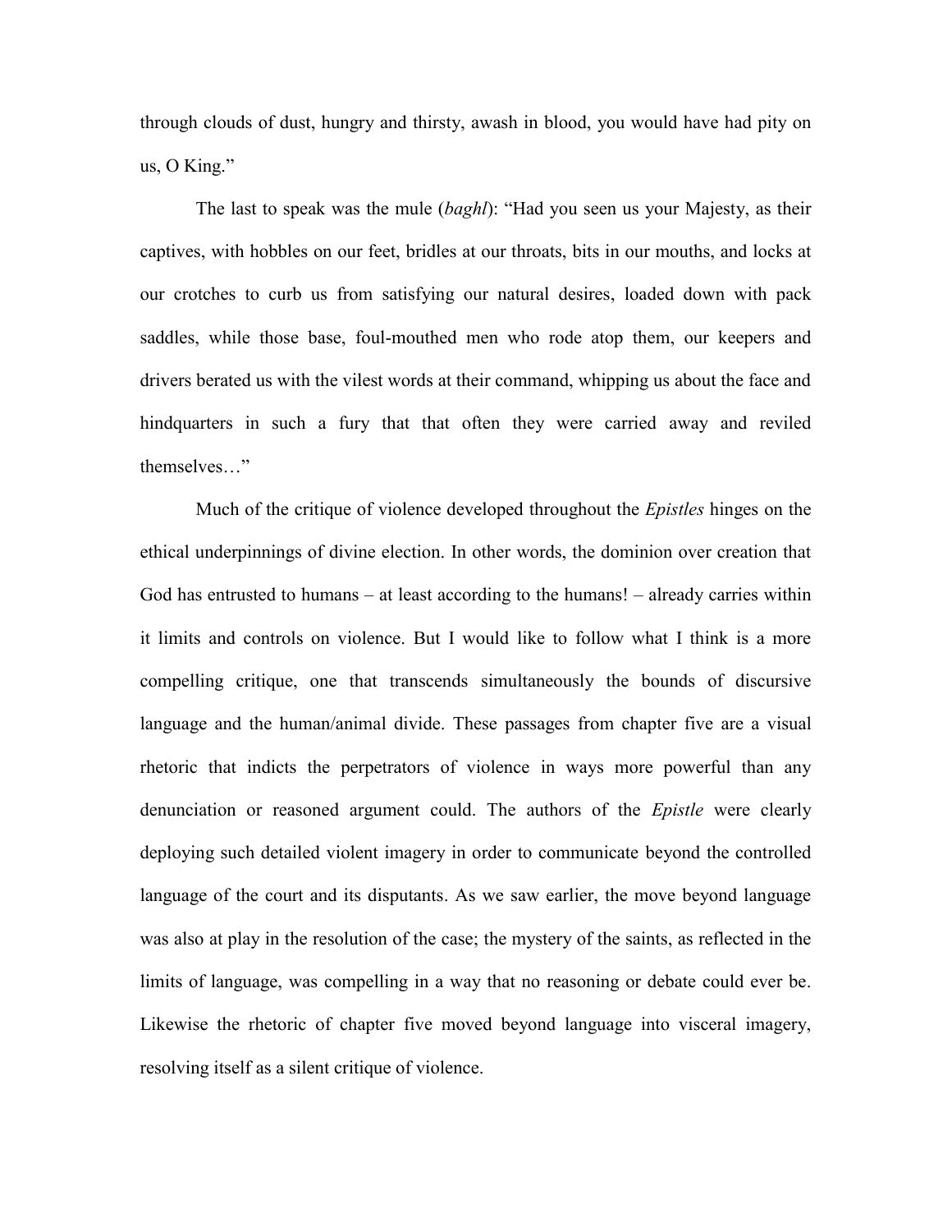through clouds of dust, hungry and thirsty, awash in blood, you would have had pity on us, O King."

The last to speak was the mule (*baghl*): "Had you seen us your Majesty, as their captives, with hobbles on our feet, bridles at our throats, bits in our mouths, and locks at our crotches to curb us from satisfying our natural desires, loaded down with pack saddles, while those base, foul-mouthed men who rode atop them, our keepers and drivers berated us with the vilest words at their command, whipping us about the face and hindquarters in such a fury that that often they were carried away and reviled themselves…"

Much of the critique of violence developed throughout the *Epistles* hinges on the ethical underpinnings of divine election. In other words, the dominion over creation that God has entrusted to humans – at least according to the humans! – already carries within it limits and controls on violence. But I would like to follow what I think is a more compelling critique, one that transcends simultaneously the bounds of discursive language and the human/animal divide. These passages from chapter five are a visual rhetoric that indicts the perpetrators of violence in ways more powerful than any denunciation or reasoned argument could. The authors of the *Epistle* were clearly deploying such detailed violent imagery in order to communicate beyond the controlled language of the court and its disputants. As we saw earlier, the move beyond language was also at play in the resolution of the case; the mystery of the saints, as reflected in the limits of language, was compelling in a way that no reasoning or debate could ever be. Likewise the rhetoric of chapter five moved beyond language into visceral imagery, resolving itself as a silent critique of violence.